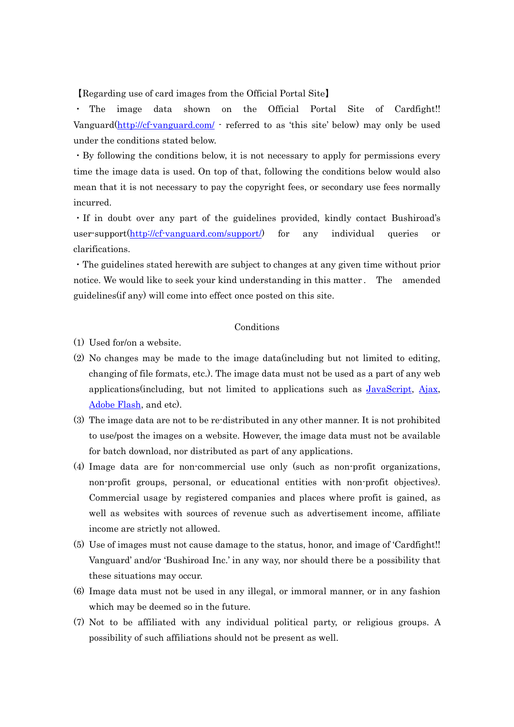【Regarding use of card images from the Official Portal Site】

・ The image data shown on the Official Portal Site of Cardfight!! Vanguard([http://cf-vanguard.com/](http://cf-vanguard.com/) - referred to as 'this site' below) may only be used under the conditions stated below.

・By following the conditions below, it is not necessary to apply for permissions every time the image data is used. On top of that, following the conditions below would also mean that it is not necessary to pay the copyright fees, or secondary use fees normally incurred.

・If in doubt over any part of the guidelines provided, kindly contact Bushiroad's user-support([http://cf-vanguard.com/support/](http://cf-vanguard.com/support/)) for any individual queries or clarifications.

・The guidelines stated herewith are subject to changes at any given time without prior notice. We would like to seek your kind understanding in this matter. The amended guidelines(if any) will come into effect once posted on this site.

Conditions

(1) Used for/on a website.

(2) No changes may be made to the image data(including but not limited to editing, changing of file formats, etc.). The image data must not be used as a part of any web applications(including, but not limited to applications such as JavaScript, Ajax, Adobe Flash, and etc).

(3) The image data are not to be re-distributed in any other manner. It is not prohibited to use/post the images on a website. However, the image data must not be available for batch download, nor distributed as part of any applications.

(4) Image data are for non-commercial use only (such as non-profit organizations, non-profit groups, personal, or educational entities with non-profit objectives). Commercial usage by registered companies and places where profit is gained, as well as websites with sources of revenue such as advertisement income, affiliate income are strictly not allowed.

(5) Use of images must not cause damage to the status, honor, and image of 'Cardfight!! Vanguard' and/or 'Bushiroad Inc.' in any way, nor should there be a possibility that these situations may occur.

(6) Image data must not be used in any illegal, or immoral manner, or in any fashion which may be deemed so in the future.

(7) Not to be affiliated with any individual political party, or religious groups. A possibility of such affiliations should not be present as well.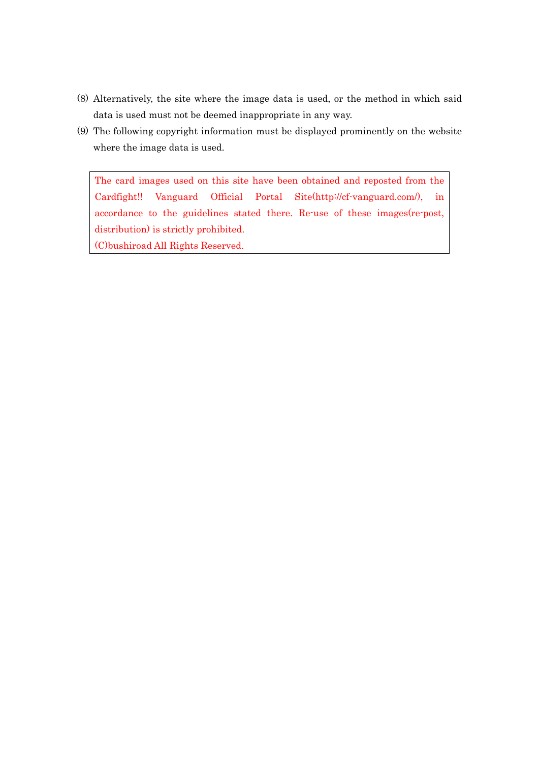(8) Alternatively, the site where the image data is used, or the method in which said data is used must not be deemed inappropriate in any way.

(9) The following copyright information must be displayed prominently on the website where the image data is used.

> The card images used on this site have been obtained and reposted from the Cardfight!! Vanguard Official Portal Site(http://cf-vanguard.com/), in accordance to the guidelines stated there. Re-use of these images(re-post, distribution) is strictly prohibited.
> (C)bushiroad All Rights Reserved.